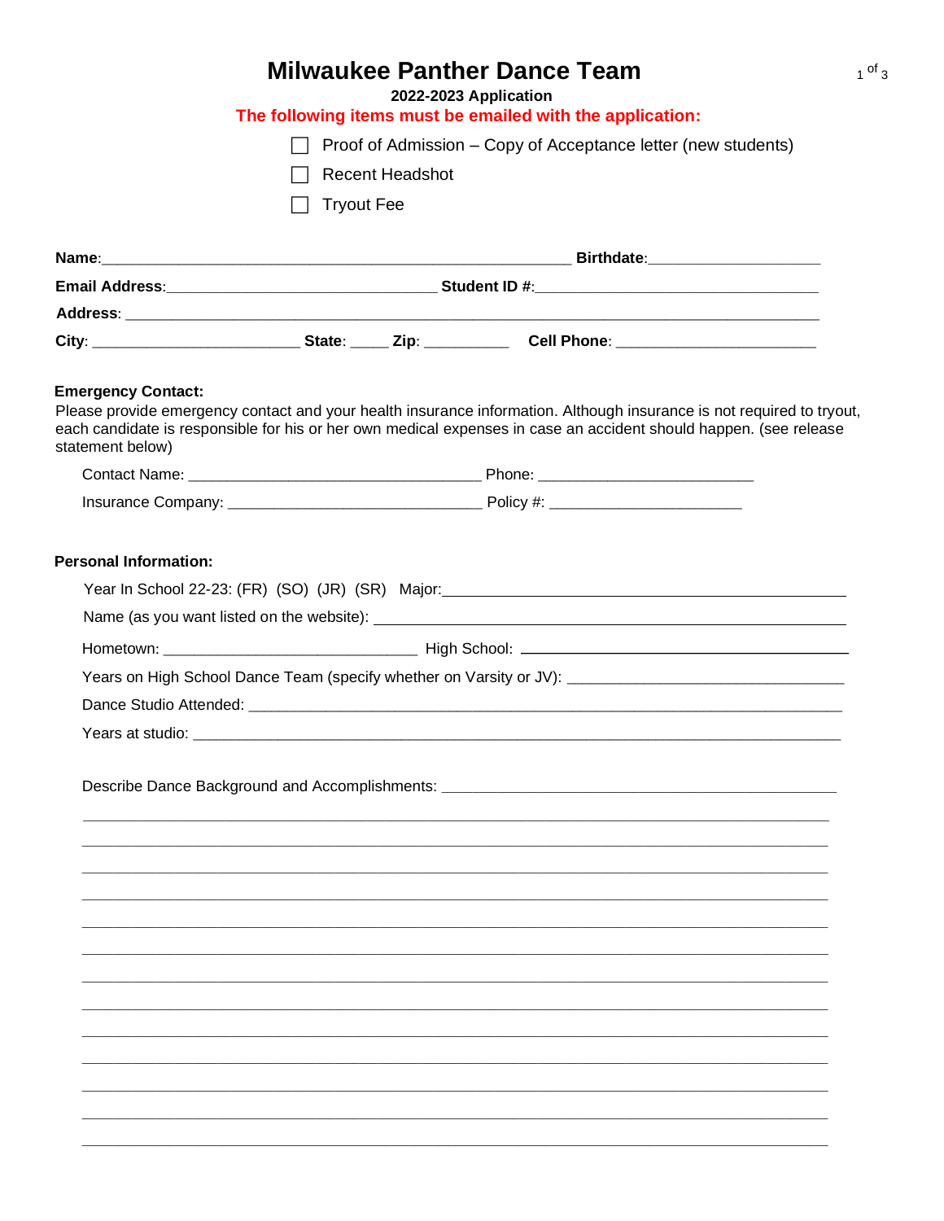# Milwaukee Panther Dance Team

**2022-2023 Application**

**The following items must be emailed with the application:**

- ☐ Proof of Admission – Copy of Acceptance letter (new students)
- ☐ Recent Headshot
- ☐ Tryout Fee

**Name**:__________________________________________________________ **Birthdate**:____________________

**Email Address**:________________________________ **Student ID #**:__________________________________

**Address**: __________________________________________________________________________________

**City**: _________________________ **State**: _____ **Zip**: __________ **Cell Phone**: _______________________

**Emergency Contact:**

Please provide emergency contact and your health insurance information. Although insurance is not required to tryout, each candidate is responsible for his or her own medical expenses in case an accident should happen. (see release statement below)

Contact Name: __________________________________ Phone: _________________________

Insurance Company: ______________________________ Policy #: ______________________

**Personal Information:**

Year In School 22-23: (FR) (SO) (JR) (SR) Major:_____________________________________________

Name (as you want listed on the website): ______________________________________________________

Hometown: ______________________________ High School: ____________________________________

Years on High School Dance Team (specify whether on Varsity or JV): ________________________________

Dance Studio Attended: ____________________________________________________________________

Years at studio: _________________________________________________________________________

Describe Dance Background and Accomplishments: _______________________________________________

______________________________________________________________________________________

______________________________________________________________________________________

______________________________________________________________________________________

______________________________________________________________________________________

______________________________________________________________________________________

______________________________________________________________________________________

______________________________________________________________________________________

______________________________________________________________________________________

______________________________________________________________________________________

______________________________________________________________________________________

______________________________________________________________________________________

______________________________________________________________________________________

______________________________________________________________________________________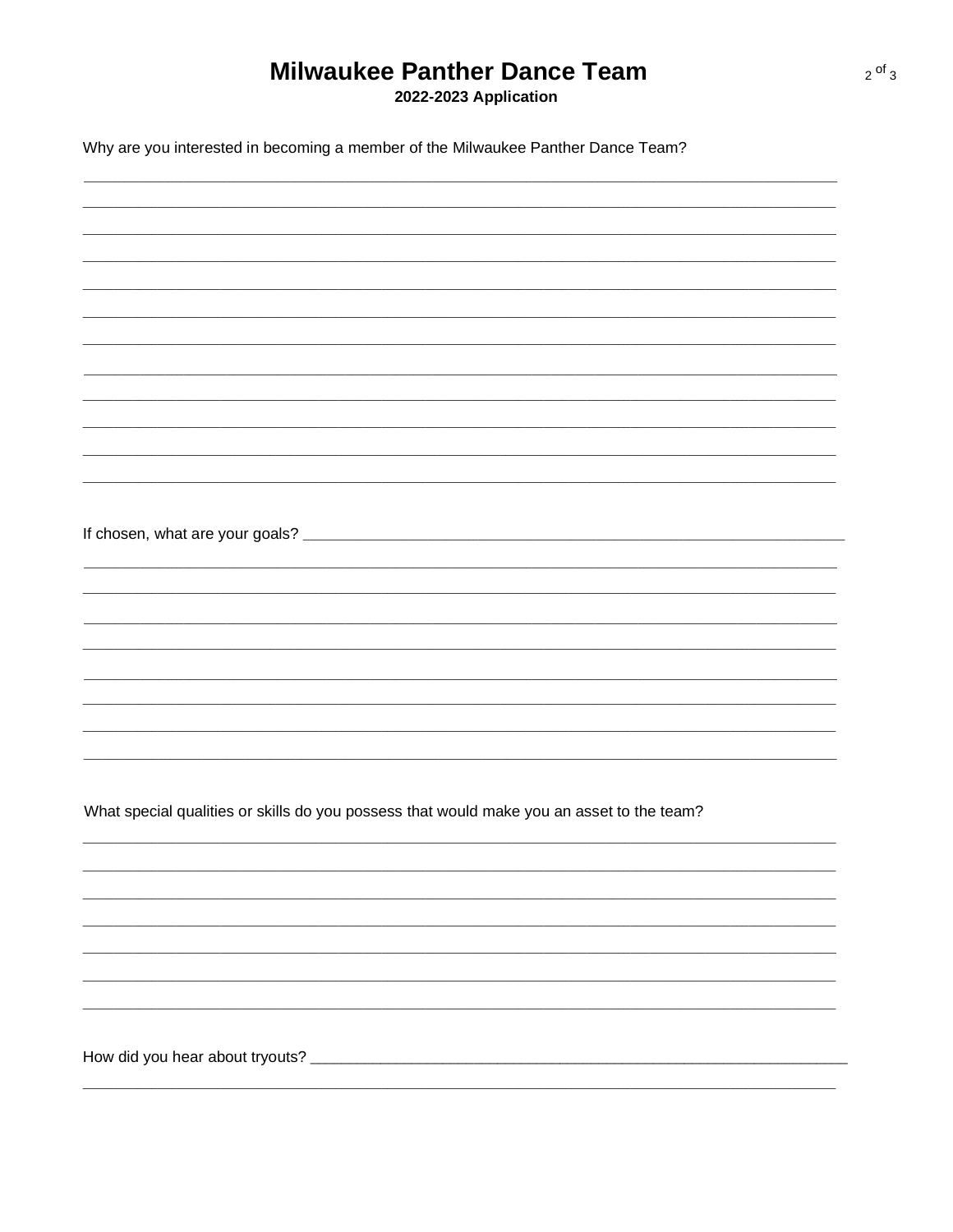# Milwaukee Panther Dance Team

**2022-2023 Application**

Why are you interested in becoming a member of the Milwaukee Panther Dance Team?

\_\_\_\_\_\_\_\_\_\_\_\_\_\_\_\_\_\_\_\_\_\_\_\_\_\_\_\_\_\_\_\_\_\_\_\_\_\_\_\_\_\_\_\_\_\_\_\_\_\_\_\_\_\_\_\_\_\_\_\_\_\_\_\_\_\_\_\_\_\_\_\_\_\_\_\_\_\_

\_\_\_\_\_\_\_\_\_\_\_\_\_\_\_\_\_\_\_\_\_\_\_\_\_\_\_\_\_\_\_\_\_\_\_\_\_\_\_\_\_\_\_\_\_\_\_\_\_\_\_\_\_\_\_\_\_\_\_\_\_\_\_\_\_\_\_\_\_\_\_\_\_\_\_\_\_\_

\_\_\_\_\_\_\_\_\_\_\_\_\_\_\_\_\_\_\_\_\_\_\_\_\_\_\_\_\_\_\_\_\_\_\_\_\_\_\_\_\_\_\_\_\_\_\_\_\_\_\_\_\_\_\_\_\_\_\_\_\_\_\_\_\_\_\_\_\_\_\_\_\_\_\_\_\_\_

\_\_\_\_\_\_\_\_\_\_\_\_\_\_\_\_\_\_\_\_\_\_\_\_\_\_\_\_\_\_\_\_\_\_\_\_\_\_\_\_\_\_\_\_\_\_\_\_\_\_\_\_\_\_\_\_\_\_\_\_\_\_\_\_\_\_\_\_\_\_\_\_\_\_\_\_\_\_

\_\_\_\_\_\_\_\_\_\_\_\_\_\_\_\_\_\_\_\_\_\_\_\_\_\_\_\_\_\_\_\_\_\_\_\_\_\_\_\_\_\_\_\_\_\_\_\_\_\_\_\_\_\_\_\_\_\_\_\_\_\_\_\_\_\_\_\_\_\_\_\_\_\_\_\_\_\_

\_\_\_\_\_\_\_\_\_\_\_\_\_\_\_\_\_\_\_\_\_\_\_\_\_\_\_\_\_\_\_\_\_\_\_\_\_\_\_\_\_\_\_\_\_\_\_\_\_\_\_\_\_\_\_\_\_\_\_\_\_\_\_\_\_\_\_\_\_\_\_\_\_\_\_\_\_\_

\_\_\_\_\_\_\_\_\_\_\_\_\_\_\_\_\_\_\_\_\_\_\_\_\_\_\_\_\_\_\_\_\_\_\_\_\_\_\_\_\_\_\_\_\_\_\_\_\_\_\_\_\_\_\_\_\_\_\_\_\_\_\_\_\_\_\_\_\_\_\_\_\_\_\_\_\_\_

\_\_\_\_\_\_\_\_\_\_\_\_\_\_\_\_\_\_\_\_\_\_\_\_\_\_\_\_\_\_\_\_\_\_\_\_\_\_\_\_\_\_\_\_\_\_\_\_\_\_\_\_\_\_\_\_\_\_\_\_\_\_\_\_\_\_\_\_\_\_\_\_\_\_\_\_\_\_

\_\_\_\_\_\_\_\_\_\_\_\_\_\_\_\_\_\_\_\_\_\_\_\_\_\_\_\_\_\_\_\_\_\_\_\_\_\_\_\_\_\_\_\_\_\_\_\_\_\_\_\_\_\_\_\_\_\_\_\_\_\_\_\_\_\_\_\_\_\_\_\_\_\_\_\_\_\_

\_\_\_\_\_\_\_\_\_\_\_\_\_\_\_\_\_\_\_\_\_\_\_\_\_\_\_\_\_\_\_\_\_\_\_\_\_\_\_\_\_\_\_\_\_\_\_\_\_\_\_\_\_\_\_\_\_\_\_\_\_\_\_\_\_\_\_\_\_\_\_\_\_\_\_\_\_\_

\_\_\_\_\_\_\_\_\_\_\_\_\_\_\_\_\_\_\_\_\_\_\_\_\_\_\_\_\_\_\_\_\_\_\_\_\_\_\_\_\_\_\_\_\_\_\_\_\_\_\_\_\_\_\_\_\_\_\_\_\_\_\_\_\_\_\_\_\_\_\_\_\_\_\_\_\_\_

\_\_\_\_\_\_\_\_\_\_\_\_\_\_\_\_\_\_\_\_\_\_\_\_\_\_\_\_\_\_\_\_\_\_\_\_\_\_\_\_\_\_\_\_\_\_\_\_\_\_\_\_\_\_\_\_\_\_\_\_\_\_\_\_\_\_\_\_\_\_\_\_\_\_\_\_\_\_

If chosen, what are your goals? \_\_\_\_\_\_\_\_\_\_\_\_\_\_\_\_\_\_\_\_\_\_\_\_\_\_\_\_\_\_\_\_\_\_\_\_\_\_\_\_\_\_\_\_\_\_\_\_\_\_\_\_\_\_\_\_

\_\_\_\_\_\_\_\_\_\_\_\_\_\_\_\_\_\_\_\_\_\_\_\_\_\_\_\_\_\_\_\_\_\_\_\_\_\_\_\_\_\_\_\_\_\_\_\_\_\_\_\_\_\_\_\_\_\_\_\_\_\_\_\_\_\_\_\_\_\_\_\_\_\_\_\_\_\_

\_\_\_\_\_\_\_\_\_\_\_\_\_\_\_\_\_\_\_\_\_\_\_\_\_\_\_\_\_\_\_\_\_\_\_\_\_\_\_\_\_\_\_\_\_\_\_\_\_\_\_\_\_\_\_\_\_\_\_\_\_\_\_\_\_\_\_\_\_\_\_\_\_\_\_\_\_\_

\_\_\_\_\_\_\_\_\_\_\_\_\_\_\_\_\_\_\_\_\_\_\_\_\_\_\_\_\_\_\_\_\_\_\_\_\_\_\_\_\_\_\_\_\_\_\_\_\_\_\_\_\_\_\_\_\_\_\_\_\_\_\_\_\_\_\_\_\_\_\_\_\_\_\_\_\_\_

\_\_\_\_\_\_\_\_\_\_\_\_\_\_\_\_\_\_\_\_\_\_\_\_\_\_\_\_\_\_\_\_\_\_\_\_\_\_\_\_\_\_\_\_\_\_\_\_\_\_\_\_\_\_\_\_\_\_\_\_\_\_\_\_\_\_\_\_\_\_\_\_\_\_\_\_\_\_

\_\_\_\_\_\_\_\_\_\_\_\_\_\_\_\_\_\_\_\_\_\_\_\_\_\_\_\_\_\_\_\_\_\_\_\_\_\_\_\_\_\_\_\_\_\_\_\_\_\_\_\_\_\_\_\_\_\_\_\_\_\_\_\_\_\_\_\_\_\_\_\_\_\_\_\_\_\_

\_\_\_\_\_\_\_\_\_\_\_\_\_\_\_\_\_\_\_\_\_\_\_\_\_\_\_\_\_\_\_\_\_\_\_\_\_\_\_\_\_\_\_\_\_\_\_\_\_\_\_\_\_\_\_\_\_\_\_\_\_\_\_\_\_\_\_\_\_\_\_\_\_\_\_\_\_\_

\_\_\_\_\_\_\_\_\_\_\_\_\_\_\_\_\_\_\_\_\_\_\_\_\_\_\_\_\_\_\_\_\_\_\_\_\_\_\_\_\_\_\_\_\_\_\_\_\_\_\_\_\_\_\_\_\_\_\_\_\_\_\_\_\_\_\_\_\_\_\_\_\_\_\_\_\_\_

\_\_\_\_\_\_\_\_\_\_\_\_\_\_\_\_\_\_\_\_\_\_\_\_\_\_\_\_\_\_\_\_\_\_\_\_\_\_\_\_\_\_\_\_\_\_\_\_\_\_\_\_\_\_\_\_\_\_\_\_\_\_\_\_\_\_\_\_\_\_\_\_\_\_\_\_\_\_

What special qualities or skills do you possess that would make you an asset to the team?

\_\_\_\_\_\_\_\_\_\_\_\_\_\_\_\_\_\_\_\_\_\_\_\_\_\_\_\_\_\_\_\_\_\_\_\_\_\_\_\_\_\_\_\_\_\_\_\_\_\_\_\_\_\_\_\_\_\_\_\_\_\_\_\_\_\_\_\_\_\_\_\_\_\_\_\_\_\_

\_\_\_\_\_\_\_\_\_\_\_\_\_\_\_\_\_\_\_\_\_\_\_\_\_\_\_\_\_\_\_\_\_\_\_\_\_\_\_\_\_\_\_\_\_\_\_\_\_\_\_\_\_\_\_\_\_\_\_\_\_\_\_\_\_\_\_\_\_\_\_\_\_\_\_\_\_\_

\_\_\_\_\_\_\_\_\_\_\_\_\_\_\_\_\_\_\_\_\_\_\_\_\_\_\_\_\_\_\_\_\_\_\_\_\_\_\_\_\_\_\_\_\_\_\_\_\_\_\_\_\_\_\_\_\_\_\_\_\_\_\_\_\_\_\_\_\_\_\_\_\_\_\_\_\_\_

\_\_\_\_\_\_\_\_\_\_\_\_\_\_\_\_\_\_\_\_\_\_\_\_\_\_\_\_\_\_\_\_\_\_\_\_\_\_\_\_\_\_\_\_\_\_\_\_\_\_\_\_\_\_\_\_\_\_\_\_\_\_\_\_\_\_\_\_\_\_\_\_\_\_\_\_\_\_

\_\_\_\_\_\_\_\_\_\_\_\_\_\_\_\_\_\_\_\_\_\_\_\_\_\_\_\_\_\_\_\_\_\_\_\_\_\_\_\_\_\_\_\_\_\_\_\_\_\_\_\_\_\_\_\_\_\_\_\_\_\_\_\_\_\_\_\_\_\_\_\_\_\_\_\_\_\_

\_\_\_\_\_\_\_\_\_\_\_\_\_\_\_\_\_\_\_\_\_\_\_\_\_\_\_\_\_\_\_\_\_\_\_\_\_\_\_\_\_\_\_\_\_\_\_\_\_\_\_\_\_\_\_\_\_\_\_\_\_\_\_\_\_\_\_\_\_\_\_\_\_\_\_\_\_\_

\_\_\_\_\_\_\_\_\_\_\_\_\_\_\_\_\_\_\_\_\_\_\_\_\_\_\_\_\_\_\_\_\_\_\_\_\_\_\_\_\_\_\_\_\_\_\_\_\_\_\_\_\_\_\_\_\_\_\_\_\_\_\_\_\_\_\_\_\_\_\_\_\_\_\_\_\_\_

How did you hear about tryouts? \_\_\_\_\_\_\_\_\_\_\_\_\_\_\_\_\_\_\_\_\_\_\_\_\_\_\_\_\_\_\_\_\_\_\_\_\_\_\_\_\_\_\_\_\_\_\_\_\_\_\_\_\_\_\_\_

\_\_\_\_\_\_\_\_\_\_\_\_\_\_\_\_\_\_\_\_\_\_\_\_\_\_\_\_\_\_\_\_\_\_\_\_\_\_\_\_\_\_\_\_\_\_\_\_\_\_\_\_\_\_\_\_\_\_\_\_\_\_\_\_\_\_\_\_\_\_\_\_\_\_\_\_\_\_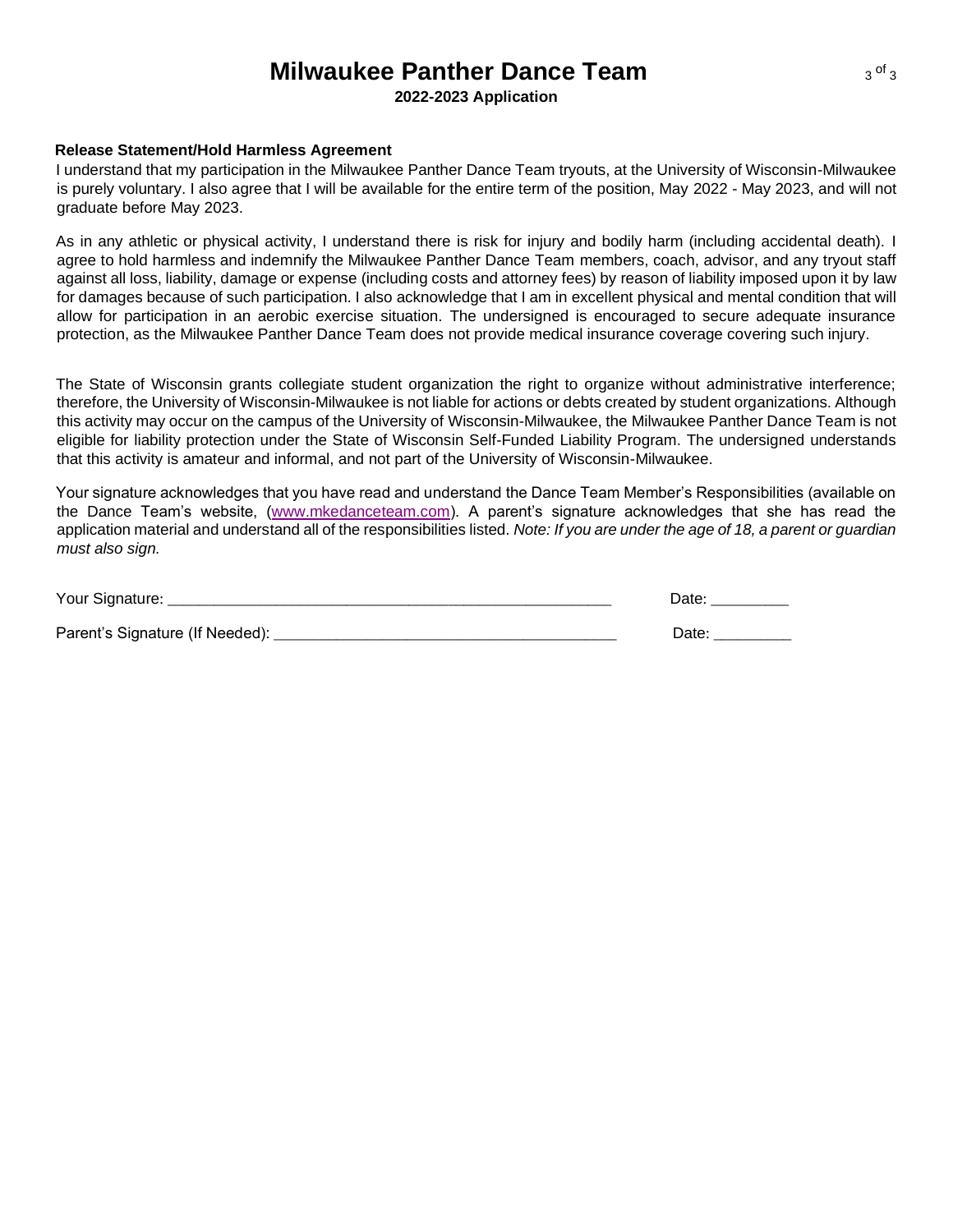# Milwaukee Panther Dance Team

**2022-2023 Application**

**Release Statement/Hold Harmless Agreement**

I understand that my participation in the Milwaukee Panther Dance Team tryouts, at the University of Wisconsin-Milwaukee is purely voluntary. I also agree that I will be available for the entire term of the position, May 2022 - May 2023, and will not graduate before May 2023.

As in any athletic or physical activity, I understand there is risk for injury and bodily harm (including accidental death). I agree to hold harmless and indemnify the Milwaukee Panther Dance Team members, coach, advisor, and any tryout staff against all loss, liability, damage or expense (including costs and attorney fees) by reason of liability imposed upon it by law for damages because of such participation. I also acknowledge that I am in excellent physical and mental condition that will allow for participation in an aerobic exercise situation. The undersigned is encouraged to secure adequate insurance protection, as the Milwaukee Panther Dance Team does not provide medical insurance coverage covering such injury.

The State of Wisconsin grants collegiate student organization the right to organize without administrative interference; therefore, the University of Wisconsin-Milwaukee is not liable for actions or debts created by student organizations. Although this activity may occur on the campus of the University of Wisconsin-Milwaukee, the Milwaukee Panther Dance Team is not eligible for liability protection under the State of Wisconsin Self-Funded Liability Program. The undersigned understands that this activity is amateur and informal, and not part of the University of Wisconsin-Milwaukee.

Your signature acknowledges that you have read and understand the Dance Team Member's Responsibilities (available on the Dance Team's website, (www.mkedanceteam.com). A parent's signature acknowledges that she has read the application material and understand all of the responsibilities listed. *Note: If you are under the age of 18, a parent or guardian must also sign.*

Your Signature: ____________________________________________________ Date: _________

Parent's Signature (If Needed): ________________________________________ Date: _________